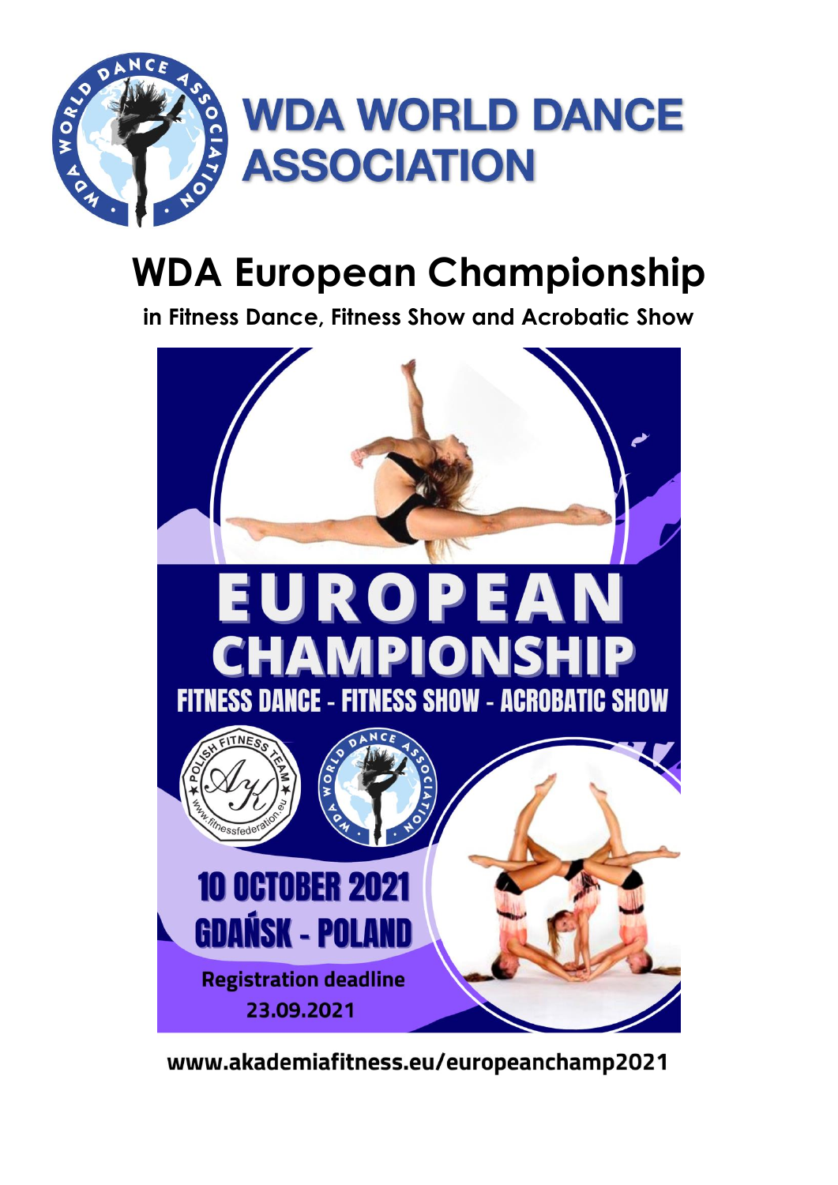# WDA WORLD DANCE ASSOCIATION

## WDA European Championship

**in Fitness Dance, Fitness Show and Acrobatic Show**

# EUROPEAN CHAMPIONSHIP

**FITNESS DANCE - FITNESS SHOW - ACROBATIC SHOW**

**10 OCTOBER 2021**
**GDAŃSK - POLAND**

**Registration deadline**
**23.09.2021**

**www.akademiafitness.eu/europeanchamp2021**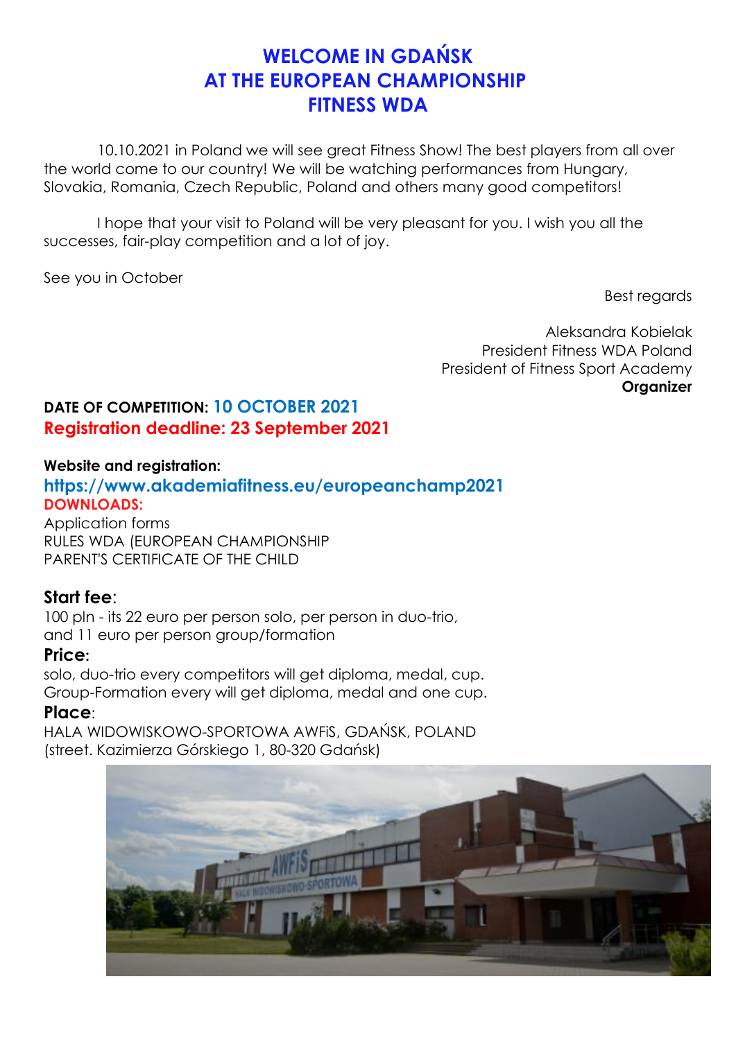# WELCOME IN GDAŃSK
# AT THE EUROPEAN CHAMPIONSHIP
# FITNESS WDA

10.10.2021 in Poland we will see great Fitness Show! The best players from all over the world come to our country! We will be watching performances from Hungary, Slovakia, Romania, Czech Republic, Poland and others many good competitors!

I hope that your visit to Poland will be very pleasant for you. I wish you all the successes, fair-play competition and a lot of joy.

See you in October

Best regards

Aleksandra Kobielak
President Fitness WDA Poland
President of Fitness Sport Academy
**Organizer**

**DATE OF COMPETITION: 10 OCTOBER 2021**
**Registration deadline: 23 September 2021**

**Website and registration:**
**https://www.akademiafitness.eu/europeanchamp2021**
**DOWNLOADS:**
Application forms
RULES WDA (EUROPEAN CHAMPIONSHIP
PARENT'S CERTIFICATE OF THE CHILD

**Start fee**:
100 pln - its 22 euro per person solo, per person in duo-trio,
and 11 euro per person group/formation

**Price**:
solo, duo-trio every competitors will get diploma, medal, cup.
Group-Formation every will get diploma, medal and one cup.

**Place**:
HALA WIDOWISKOWO-SPORTOWA AWFiS, GDAŃSK, POLAND
(street. Kazimierza Górskiego 1, 80-320 Gdańsk)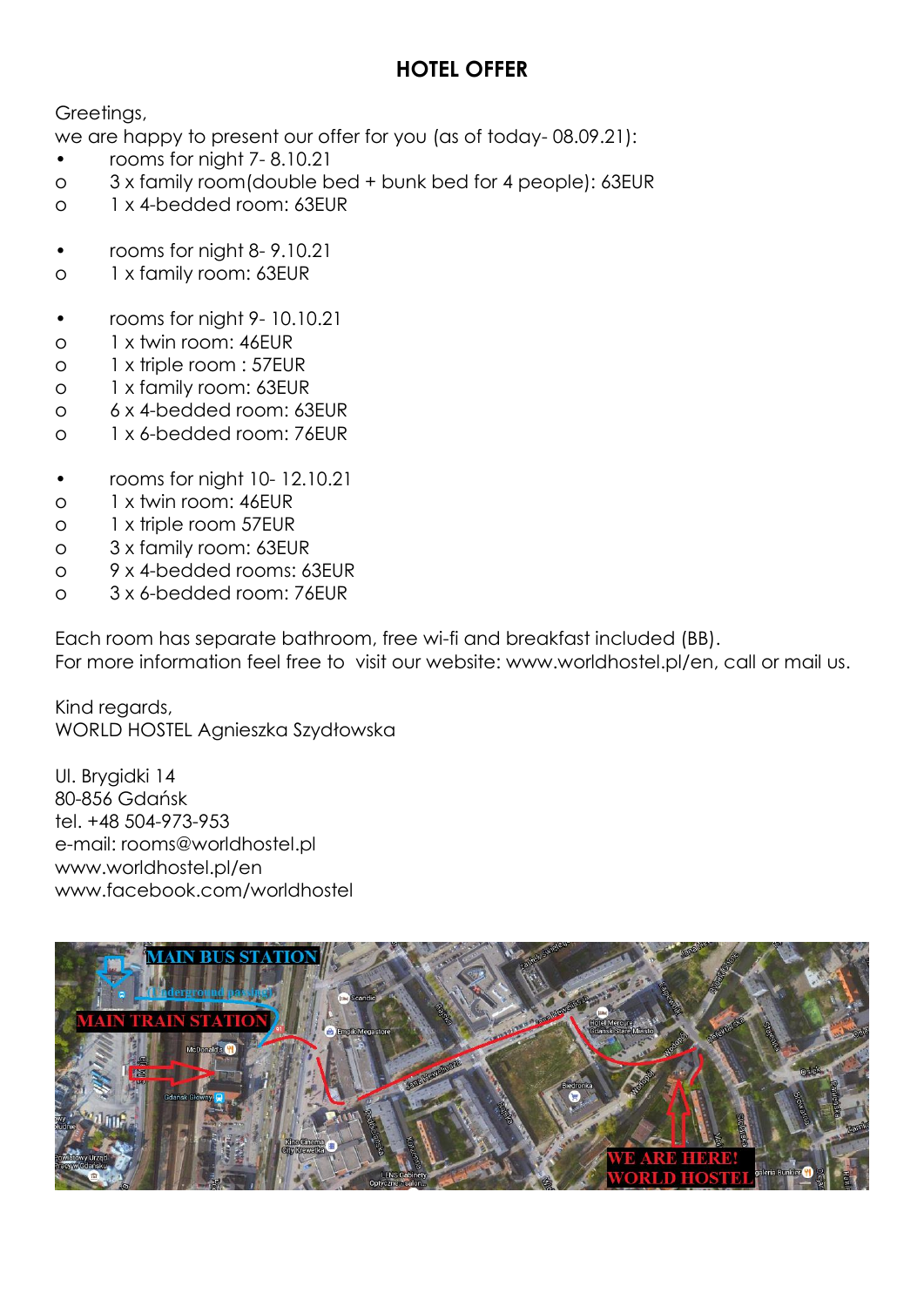# HOTEL OFFER

Greetings,
we are happy to present our offer for you (as of today- 08.09.21):

- rooms for night 7- 8.10.21
  - 3 x family room(double bed + bunk bed for 4 people): 63EUR
  - 1 x 4-bedded room: 63EUR

- rooms for night 8- 9.10.21
  - 1 x family room: 63EUR

- rooms for night 9- 10.10.21
  - 1 x twin room: 46EUR
  - 1 x triple room : 57EUR
  - 1 x family room: 63EUR
  - 6 x 4-bedded room: 63EUR
  - 1 x 6-bedded room: 76EUR

- rooms for night 10- 12.10.21
  - 1 x twin room: 46EUR
  - 1 x triple room 57EUR
  - 3 x family room: 63EUR
  - 9 x 4-bedded rooms: 63EUR
  - 3 x 6-bedded room: 76EUR

Each room has separate bathroom, free wi-fi and breakfast included (BB).
For more information feel free to visit our website: www.worldhostel.pl/en, call or mail us.

Kind regards,
WORLD HOSTEL Agnieszka Szydłowska

Ul. Brygidki 14
80-856 Gdańsk
tel. +48 504-973-953
e-mail: rooms@worldhostel.pl
www.worldhostel.pl/en
www.facebook.com/worldhostel

MAIN BUS STATION
Underground passage
MAIN TRAIN STATION
WE ARE HERE!
WORLD HOSTEL